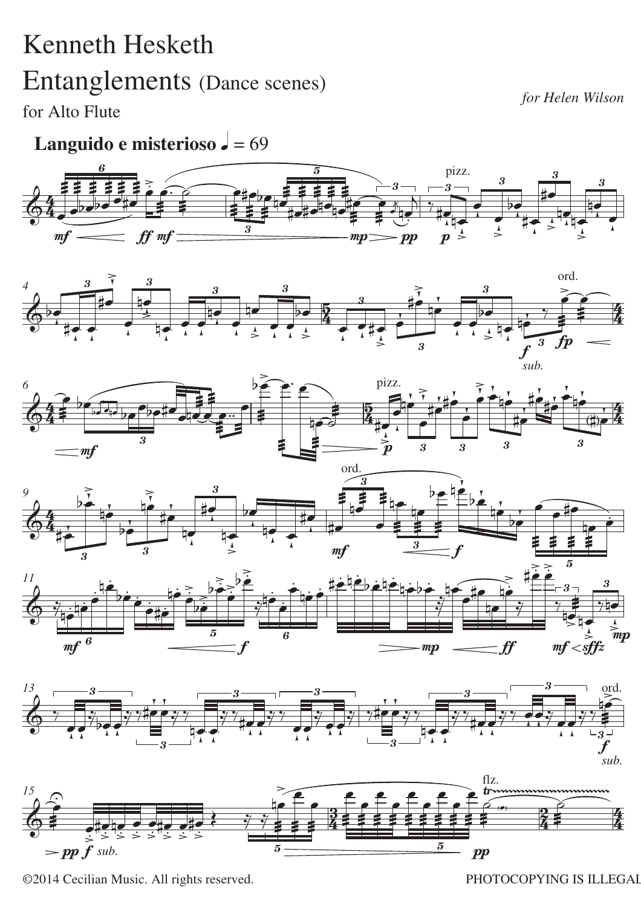# Kenneth Hesketh

## Entanglements (Dance scenes)

for Alto Flute

*for Helen Wilson*

**Languido e misterioso** ♩ = 69

©2014 Cecilian Music. All rights reserved.

PHOTOCOPYING IS ILLEGAL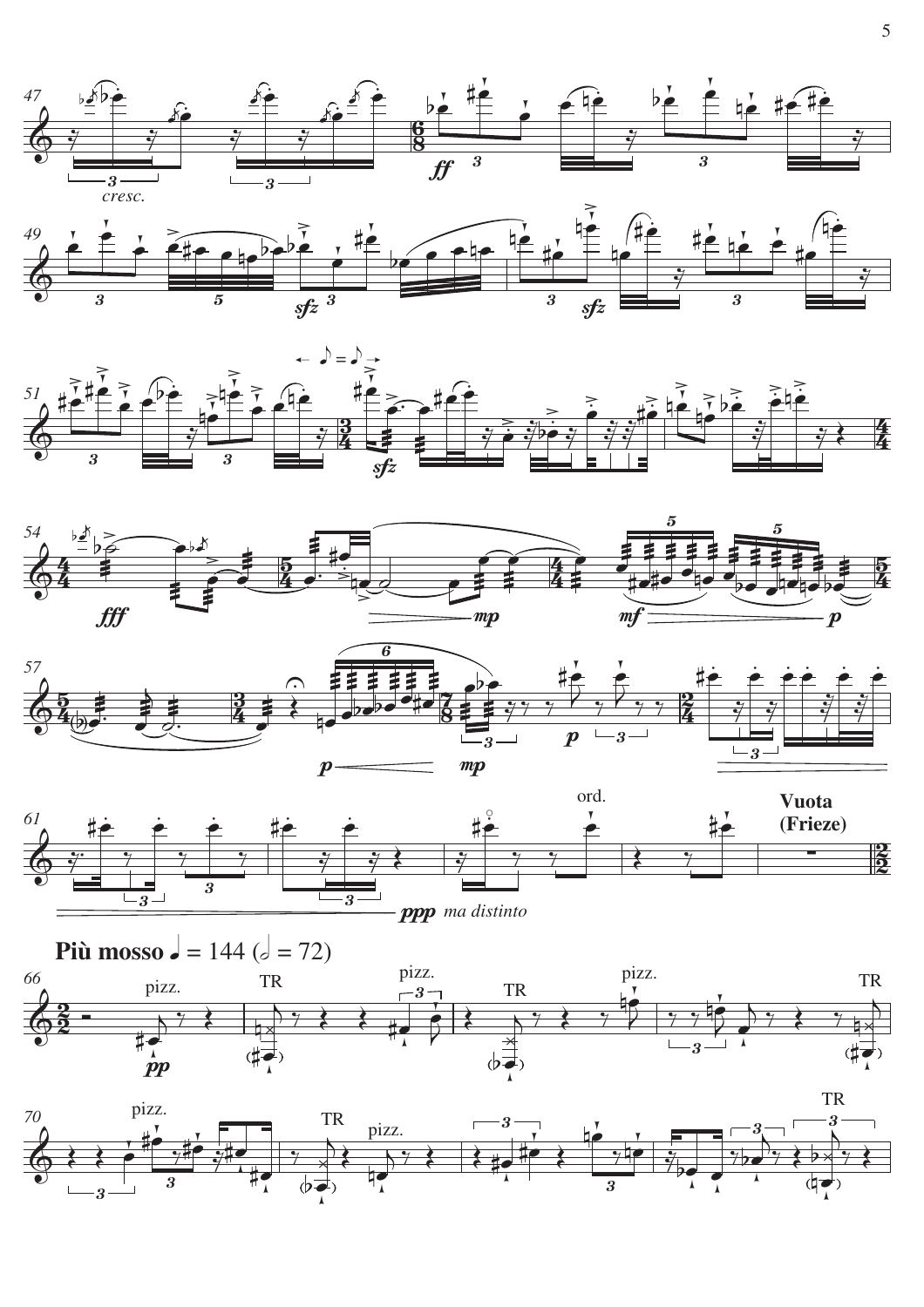cresc.

ff

sfz

sfz

sfz

fff

mp

mf

p

p

mp

p

ppp *ma distinto*

ord.

**Vuota (Frieze)**

**Più mosso** ♩ = 144 (𝅗𝅥 = 72)

pizz.

pp

TR

pizz.

TR

pizz.

TR

pizz.

TR

pizz.

TR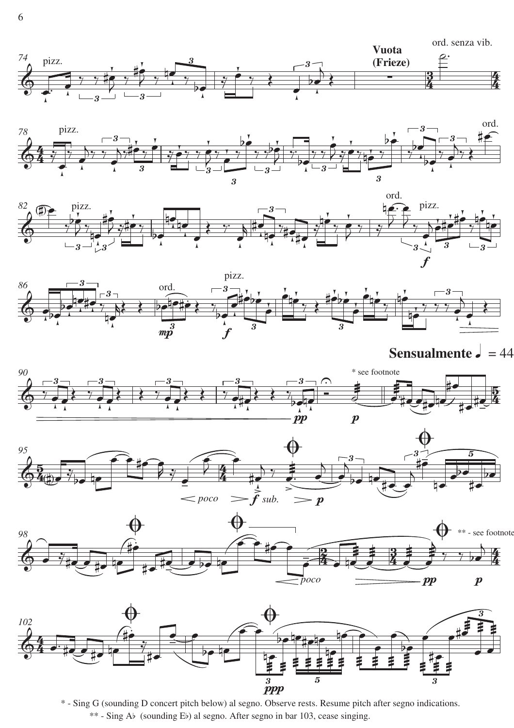\* - Sing G (sounding D concert pitch below) al segno. Observe rests. Resume pitch after segno indications.

\*\* - Sing A♭ (sounding E♭) al segno. After segno in bar 103, cease singing.